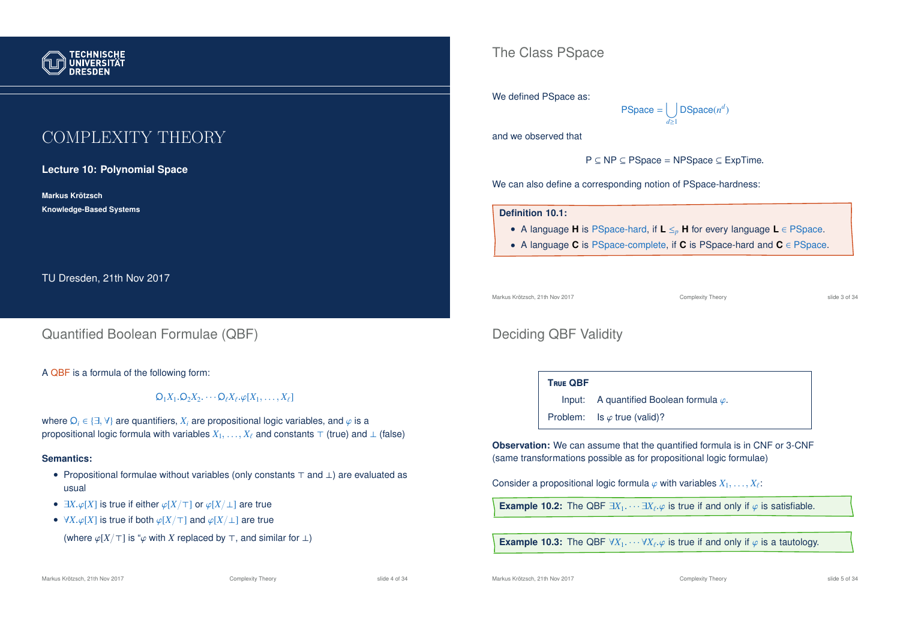# COMPLEXITY THEORY

**Lecture 10: Polynomial Space**

**Markus Krötzsch**
**Knowledge-Based Systems**

TU Dresden, 21th Nov 2017

## The Class PSpace

We defined PSpace as:

$$\text{PSpace} = \bigcup_{d \geq 1} \text{DSpace}(n^d)$$

and we observed that

$$\text{P} \subseteq \text{NP} \subseteq \text{PSpace} = \text{NPSpace} \subseteq \text{ExpTime}.$$

We can also define a corresponding notion of PSpace-hardness:

**Definition 10.1:**

- A language **H** is PSpace-hard, if $\mathbf{L} \leq_p \mathbf{H}$ for every language $\mathbf{L} \in$ PSpace.
- A language **C** is PSpace-complete, if **C** is PSpace-hard and $\mathbf{C} \in$ PSpace.

## Quantified Boolean Formulae (QBF)

A QBF is a formula of the following form:

$$\mathsf{Q}_1 X_1 . \mathsf{Q}_2 X_2 . \cdots \mathsf{Q}_\ell X_\ell . \varphi[X_1, \ldots, X_\ell]$$

where $\mathsf{Q}_i \in \{\exists, \forall\}$ are quantifiers, $X_i$ are propositional logic variables, and $\varphi$ is a propositional logic formula with variables $X_1, \ldots, X_\ell$ and constants $\top$ (true) and $\bot$ (false)

**Semantics:**

- Propositional formulae without variables (only constants $\top$ and $\bot$) are evaluated as usual
- $\exists X.\varphi[X]$ is true if either $\varphi[X/\top]$ or $\varphi[X/\bot]$ are true
- $\forall X.\varphi[X]$ is true if both $\varphi[X/\top]$ and $\varphi[X/\bot]$ are true

  (where $\varphi[X/\top]$ is "$\varphi$ with $X$ replaced by $\top$, and similar for $\bot$)

## Deciding QBF Validity

**True QBF**

| | |
|---|---|
| Input: | A quantified Boolean formula $\varphi$. |
| Problem: | Is $\varphi$ true (valid)? |

**Observation:** We can assume that the quantified formula is in CNF or 3-CNF (same transformations possible as for propositional logic formulae)

Consider a propositional logic formula $\varphi$ with variables $X_1, \ldots, X_\ell$:

**Example 10.2:** The QBF $\exists X_1. \cdots \exists X_\ell.\varphi$ is true if and only if $\varphi$ is satisfiable.

**Example 10.3:** The QBF $\forall X_1. \cdots \forall X_\ell.\varphi$ is true if and only if $\varphi$ is a tautology.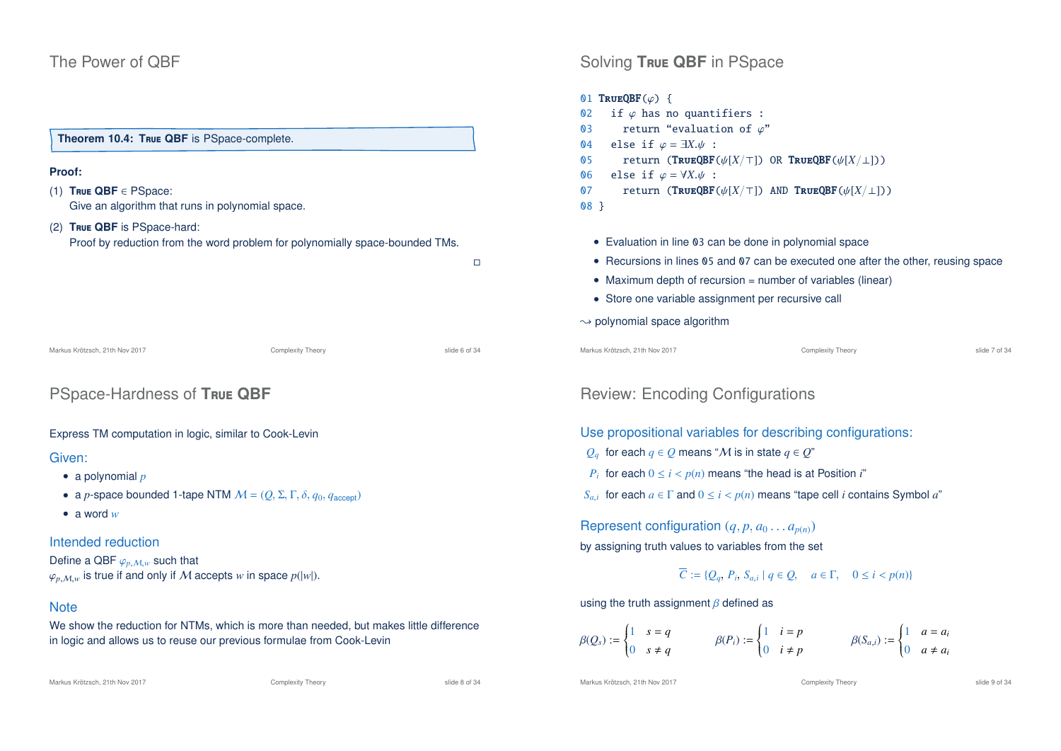## The Power of QBF

**Theorem 10.4:** **True QBF** is PSpace-complete.

**Proof:**

(1) **True QBF** ∈ PSpace:
Give an algorithm that runs in polynomial space.

(2) **True QBF** is PSpace-hard:
Proof by reduction from the word problem for polynomially space-bounded TMs.

□

## Solving **True QBF** in PSpace

```
01 TrueQBF(φ) {
02   if φ has no quantifiers :
03     return "evaluation of φ"
04   else if φ = ∃X.ψ :
05     return (TrueQBF(ψ[X/⊤]) OR TrueQBF(ψ[X/⊥]))
06   else if φ = ∀X.ψ :
07     return (TrueQBF(ψ[X/⊤]) AND TrueQBF(ψ[X/⊥]))
08 }
```

- Evaluation in line 03 can be done in polynomial space
- Recursions in lines 05 and 07 can be executed one after the other, reusing space
- Maximum depth of recursion = number of variables (linear)
- Store one variable assignment per recursive call

⇝ polynomial space algorithm

## PSpace-Hardness of **True QBF**

Express TM computation in logic, similar to Cook-Levin

### Given:

- a polynomial $p$
- a $p$-space bounded 1-tape NTM $\mathcal{M} = (Q, \Sigma, \Gamma, \delta, q_0, q_{\text{accept}})$
- a word $w$

### Intended reduction

Define a QBF $\varphi_{p,\mathcal{M},w}$ such that
$\varphi_{p,\mathcal{M},w}$ is true if and only if $\mathcal{M}$ accepts $w$ in space $p(|w|)$.

### Note

We show the reduction for NTMs, which is more than needed, but makes little difference in logic and allows us to reuse our previous formulae from Cook-Levin

## Review: Encoding Configurations

### Use propositional variables for describing configurations:

$Q_q$ for each $q \in Q$ means "$\mathcal{M}$ is in state $q \in Q$"

$P_i$ for each $0 \leq i < p(n)$ means "the head is at Position $i$"

$S_{a,i}$ for each $a \in \Gamma$ and $0 \leq i < p(n)$ means "tape cell $i$ contains Symbol $a$"

### Represent configuration $(q, p, a_0 \ldots a_{p(n)})$

by assigning truth values to variables from the set

$$\overline{C} := \{Q_q, P_i, S_{a,i} \mid q \in Q, \quad a \in \Gamma, \quad 0 \leq i < p(n)\}$$

using the truth assignment $\beta$ defined as

$$\beta(Q_s) := \begin{cases} 1 & s = q \\ 0 & s \neq q \end{cases} \qquad \beta(P_i) := \begin{cases} 1 & i = p \\ 0 & i \neq p \end{cases} \qquad \beta(S_{a,i}) := \begin{cases} 1 & a = a_i \\ 0 & a \neq a_i \end{cases}$$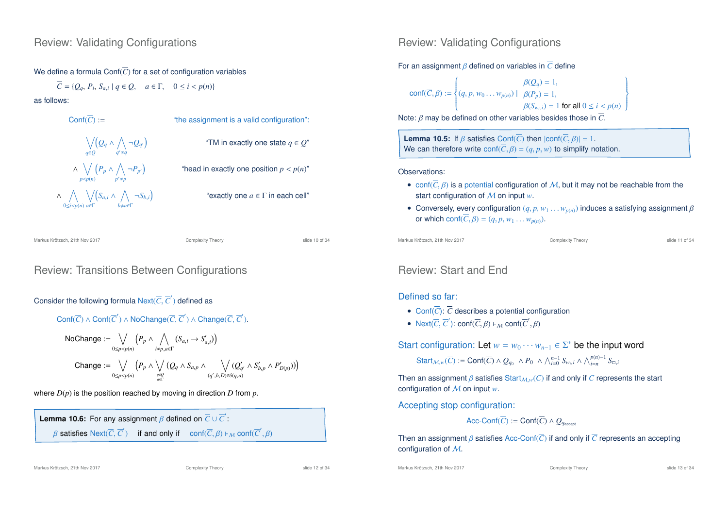## Review: Validating Configurations

We define a formula $\text{Conf}(\overline{C})$ for a set of configuration variables

$$\overline{C} = \{Q_q, P_i, S_{a,i} \mid q \in Q, \quad a \in \Gamma, \quad 0 \leq i < p(n)\}$$

as follows:

$\text{Conf}(\overline{C}) :=$ "the assignment is a valid configuration":

$$\bigvee_{q \in Q} \Big( Q_q \wedge \bigwedge_{q' \neq q} \neg Q_{q'} \Big)$$ "TM in exactly one state $q \in Q$"

$$\wedge \bigvee_{p < p(n)} \Big( P_p \wedge \bigwedge_{p' \neq p} \neg P_{p'} \Big)$$ "head in exactly one position $p < p(n)$"

$$\wedge \bigwedge_{0 \leq i < p(n)} \bigvee_{a \in \Gamma} \Big( S_{a,i} \wedge \bigwedge_{b \neq a \in \Gamma} \neg S_{b,i} \Big)$$ "exactly one $a \in \Gamma$ in each cell"

## Review: Validating Configurations

For an assignment $\beta$ defined on variables in $\overline{C}$ define

$$\text{conf}(\overline{C}, \beta) := \left\{ (q, p, w_0 \ldots w_{p(n)}) \;\middle|\; \begin{array}{l} \beta(Q_q) = 1, \\ \beta(P_p) = 1, \\ \beta(S_{w_i,i}) = 1 \text{ for all } 0 \leq i < p(n) \end{array} \right\}$$

Note: $\beta$ may be defined on other variables besides those in $\overline{C}$.

> **Lemma 10.5:** If $\beta$ satisfies $\text{Conf}(\overline{C})$ then $|\text{conf}(\overline{C}, \beta)| = 1$.
> We can therefore write $\text{conf}(\overline{C}, \beta) = (q, p, w)$ to simplify notation.

Observations:

- $\text{conf}(\overline{C}, \beta)$ is a potential configuration of $\mathcal{M}$, but it may not be reachable from the start configuration of $\mathcal{M}$ on input $w$.
- Conversely, every configuration $(q, p, w_1 \ldots w_{p(n)})$ induces a satisfying assignment $\beta$ or which $\text{conf}(\overline{C}, \beta) = (q, p, w_1 \ldots w_{p(n)})$.

## Review: Transitions Between Configurations

Consider the following formula $\text{Next}(\overline{C}, \overline{C}')$ defined as

$$\text{Conf}(\overline{C}) \wedge \text{Conf}(\overline{C}') \wedge \text{NoChange}(\overline{C}, \overline{C}') \wedge \text{Change}(\overline{C}, \overline{C}').$$

$$\text{NoChange} := \bigvee_{0 \leq p < p(n)} \Big( P_p \wedge \bigwedge_{i \neq p, a \in \Gamma} (S_{a,i} \rightarrow S'_{a,i}) \Big)$$

$$\text{Change} := \bigvee_{0 \leq p < p(n)} \Big( P_p \wedge \bigvee_{\substack{q \in Q \\ a \in \Gamma}} (Q_q \wedge S_{a,p} \wedge \bigvee_{(q',b,D) \in \delta(q,a)} (Q'_{q'} \wedge S'_{b,p} \wedge P'_{D(p)})) \Big)$$

where $D(p)$ is the position reached by moving in direction $D$ from $p$.

> **Lemma 10.6:** For any assignment $\beta$ defined on $\overline{C} \cup \overline{C}'$:
> $\beta$ satisfies $\text{Next}(\overline{C}, \overline{C}')$ if and only if $\text{conf}(\overline{C}, \beta) \vdash_{\mathcal{M}} \text{conf}(\overline{C}', \beta)$

## Review: Start and End

### Defined so far:

- $\text{Conf}(\overline{C})$: $\overline{C}$ describes a potential configuration
- $\text{Next}(\overline{C}, \overline{C}')$: $\text{conf}(\overline{C}, \beta) \vdash_{\mathcal{M}} \text{conf}(\overline{C}', \beta)$

### Start configuration: Let $w = w_0 \cdots w_{n-1} \in \Sigma^*$ be the input word

$$\text{Start}_{\mathcal{M},w}(\overline{C}) := \text{Conf}(\overline{C}) \wedge Q_{q_0} \wedge P_0 \wedge \bigwedge_{i=0}^{n-1} S_{w_i,i} \wedge \bigwedge_{i=n}^{p(n)-1} S_{\square,i}$$

Then an assignment $\beta$ satisfies $\text{Start}_{\mathcal{M},w}(\overline{C})$ if and only if $\overline{C}$ represents the start configuration of $\mathcal{M}$ on input $w$.

### Accepting stop configuration:

$$\text{Acc-Conf}(\overline{C}) := \text{Conf}(\overline{C}) \wedge Q_{q_{\text{accept}}}$$

Then an assignment $\beta$ satisfies $\text{Acc-Conf}(\overline{C})$ if and only if $\overline{C}$ represents an accepting configuration of $\mathcal{M}$.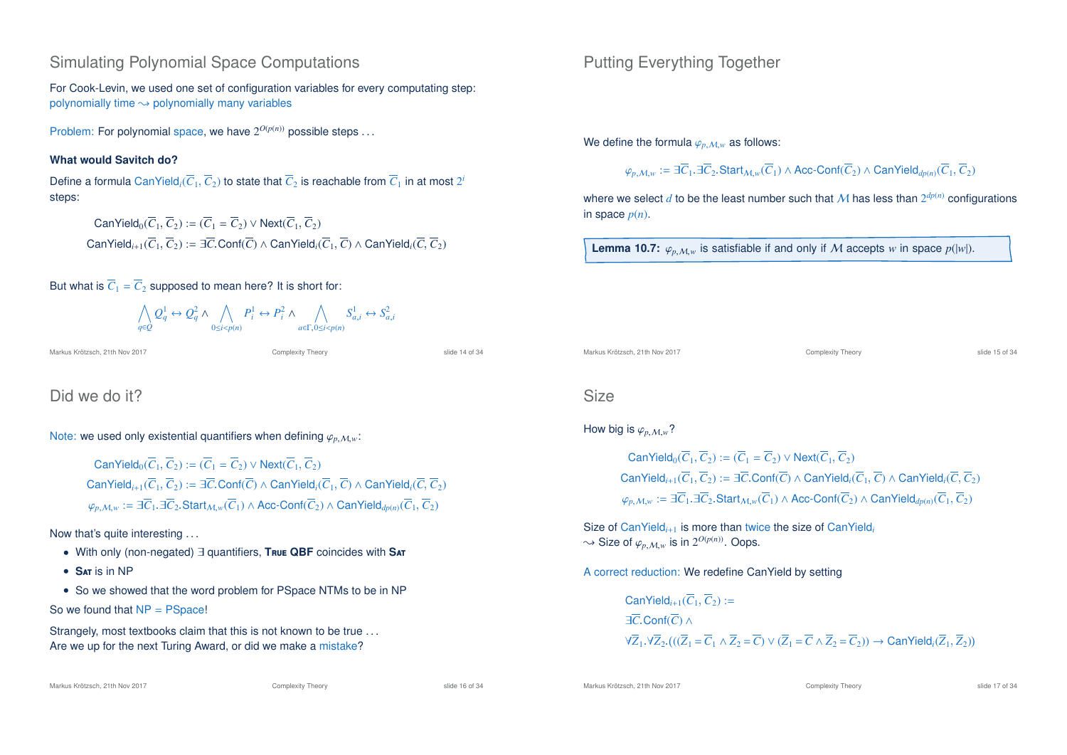## Simulating Polynomial Space Computations

For Cook-Levin, we used one set of configuration variables for every computating step: polynomially time $\leadsto$ polynomially many variables

Problem: For polynomial space, we have $2^{O(p(n))}$ possible steps ...

**What would Savitch do?**

Define a formula $\mathsf{CanYield}_i(\overline{C}_1, \overline{C}_2)$ to state that $\overline{C}_2$ is reachable from $\overline{C}_1$ in at most $2^i$ steps:

$$\mathsf{CanYield}_0(\overline{C}_1, \overline{C}_2) := (\overline{C}_1 = \overline{C}_2) \vee \mathsf{Next}(\overline{C}_1, \overline{C}_2)$$

$$\mathsf{CanYield}_{i+1}(\overline{C}_1, \overline{C}_2) := \exists\overline{C}.\mathsf{Conf}(\overline{C}) \wedge \mathsf{CanYield}_i(\overline{C}_1, \overline{C}) \wedge \mathsf{CanYield}_i(\overline{C}, \overline{C}_2)$$

But what is $\overline{C}_1 = \overline{C}_2$ supposed to mean here? It is short for:

$$\bigwedge_{q\in Q} Q^1_q \leftrightarrow Q^2_q \wedge \bigwedge_{0\le i<p(n)} P^1_i \leftrightarrow P^2_i \wedge \bigwedge_{a\in\Gamma, 0\le i<p(n)} S^1_{a,i} \leftrightarrow S^2_{a,i}$$

## Putting Everything Together

We define the formula $\varphi_{p,\mathcal{M},w}$ as follows:

$$\varphi_{p,\mathcal{M},w} := \exists\overline{C}_1.\exists\overline{C}_2.\mathsf{Start}_{\mathcal{M},w}(\overline{C}_1) \wedge \mathsf{Acc\text{-}Conf}(\overline{C}_2) \wedge \mathsf{CanYield}_{dp(n)}(\overline{C}_1, \overline{C}_2)$$

where we select $d$ to be the least number such that $\mathcal{M}$ has less than $2^{dp(n)}$ configurations in space $p(n)$.

**Lemma 10.7:** $\varphi_{p,\mathcal{M},w}$ is satisfiable if and only if $\mathcal{M}$ accepts $w$ in space $p(|w|)$.

## Did we do it?

Note: we used only existential quantifiers when defining $\varphi_{p,\mathcal{M},w}$:

$$\mathsf{CanYield}_0(\overline{C}_1, \overline{C}_2) := (\overline{C}_1 = \overline{C}_2) \vee \mathsf{Next}(\overline{C}_1, \overline{C}_2)$$

$$\mathsf{CanYield}_{i+1}(\overline{C}_1, \overline{C}_2) := \exists\overline{C}.\mathsf{Conf}(\overline{C}) \wedge \mathsf{CanYield}_i(\overline{C}_1, \overline{C}) \wedge \mathsf{CanYield}_i(\overline{C}, \overline{C}_2)$$

$$\varphi_{p,\mathcal{M},w} := \exists\overline{C}_1.\exists\overline{C}_2.\mathsf{Start}_{\mathcal{M},w}(\overline{C}_1) \wedge \mathsf{Acc\text{-}Conf}(\overline{C}_2) \wedge \mathsf{CanYield}_{dp(n)}(\overline{C}_1, \overline{C}_2)$$

Now that's quite interesting ...

- With only (non-negated) $\exists$ quantifiers, **True QBF** coincides with **Sat**
- **Sat** is in NP
- So we showed that the word problem for PSpace NTMs to be in NP

So we found that NP = PSpace!

Strangely, most textbooks claim that this is not known to be true ...
Are we up for the next Turing Award, or did we make a mistake?

## Size

How big is $\varphi_{p,\mathcal{M},w}$?

$$\mathsf{CanYield}_0(\overline{C}_1, \overline{C}_2) := (\overline{C}_1 = \overline{C}_2) \vee \mathsf{Next}(\overline{C}_1, \overline{C}_2)$$

$$\mathsf{CanYield}_{i+1}(\overline{C}_1, \overline{C}_2) := \exists\overline{C}.\mathsf{Conf}(\overline{C}) \wedge \mathsf{CanYield}_i(\overline{C}_1, \overline{C}) \wedge \mathsf{CanYield}_i(\overline{C}, \overline{C}_2)$$

$$\varphi_{p,\mathcal{M},w} := \exists\overline{C}_1.\exists\overline{C}_2.\mathsf{Start}_{\mathcal{M},w}(\overline{C}_1) \wedge \mathsf{Acc\text{-}Conf}(\overline{C}_2) \wedge \mathsf{CanYield}_{dp(n)}(\overline{C}_1, \overline{C}_2)$$

Size of $\mathsf{CanYield}_{i+1}$ is more than twice the size of $\mathsf{CanYield}_i$
$\leadsto$ Size of $\varphi_{p,\mathcal{M},w}$ is in $2^{O(p(n))}$. Oops.

A correct reduction: We redefine CanYield by setting

$\mathsf{CanYield}_{i+1}(\overline{C}_1, \overline{C}_2) :=$
$\exists\overline{C}.\mathsf{Conf}(\overline{C}) \wedge$
$\forall\overline{Z}_1.\forall\overline{Z}_2.(((\overline{Z}_1 = \overline{C}_1 \wedge \overline{Z}_2 = \overline{C}) \vee (\overline{Z}_1 = \overline{C} \wedge \overline{Z}_2 = \overline{C}_2)) \rightarrow \mathsf{CanYield}_i(\overline{Z}_1, \overline{Z}_2))$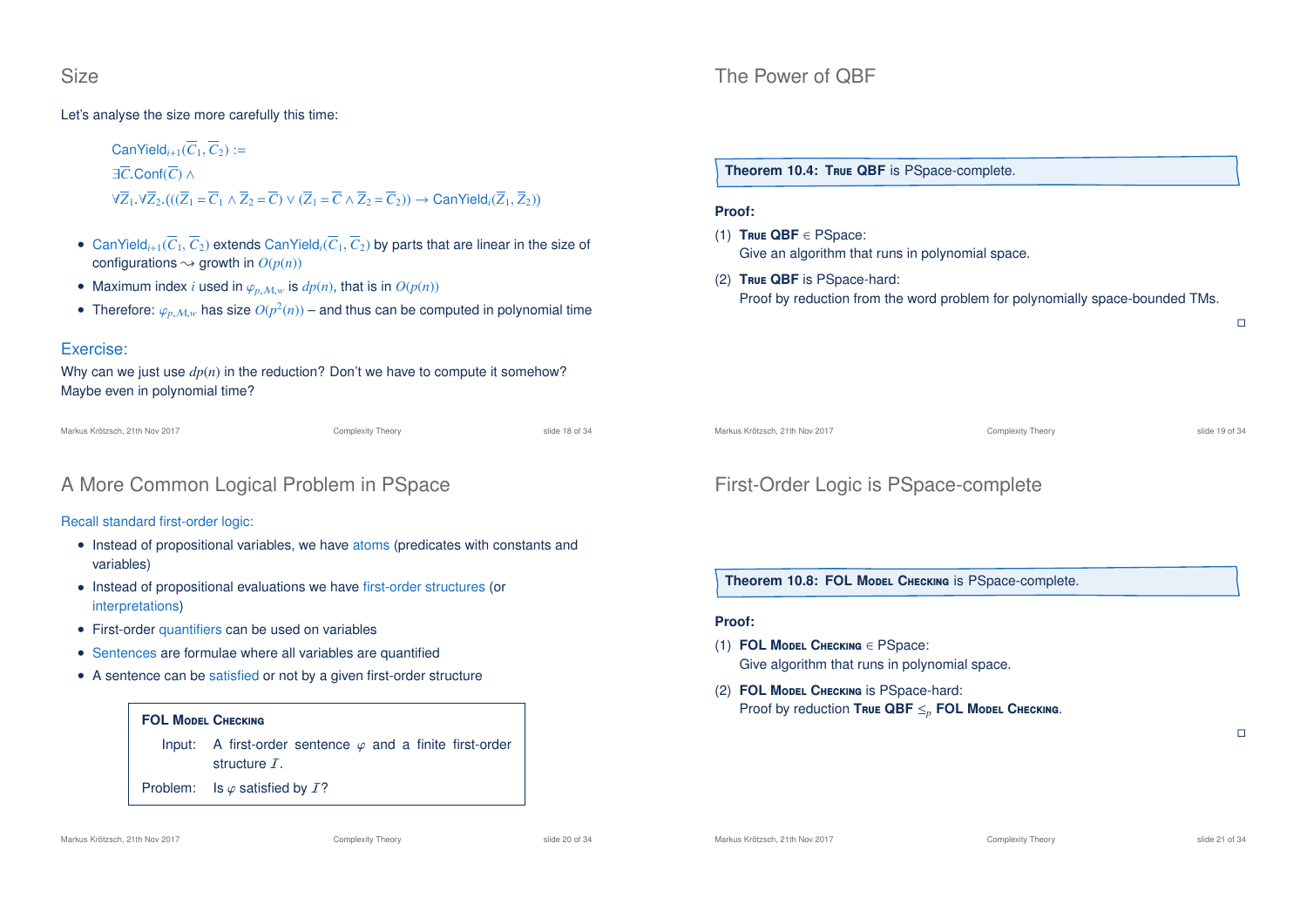## Size

Let's analyse the size more carefully this time:

$$\text{CanYield}_{i+1}(\overline{C}_1, \overline{C}_2) :=$$
$$\exists \overline{C}.\text{Conf}(\overline{C}) \wedge$$
$$\forall \overline{Z}_1.\forall \overline{Z}_2.(((\overline{Z}_1 = \overline{C}_1 \wedge \overline{Z}_2 = \overline{C}) \vee (\overline{Z}_1 = \overline{C} \wedge \overline{Z}_2 = \overline{C}_2)) \rightarrow \text{CanYield}_i(\overline{Z}_1, \overline{Z}_2))$$

- $\text{CanYield}_{i+1}(\overline{C}_1, \overline{C}_2)$ extends $\text{CanYield}_i(\overline{C}_1, \overline{C}_2)$ by parts that are linear in the size of configurations $\rightsquigarrow$ growth in $O(p(n))$
- Maximum index $i$ used in $\varphi_{p,\mathcal{M},w}$ is $dp(n)$, that is in $O(p(n))$
- Therefore: $\varphi_{p,\mathcal{M},w}$ has size $O(p^2(n))$ – and thus can be computed in polynomial time

### Exercise:

Why can we just use $dp(n)$ in the reduction? Don't we have to compute it somehow? Maybe even in polynomial time?

## The Power of QBF

**Theorem 10.4: True QBF** is PSpace-complete.

**Proof:**

(1) **True QBF** $\in$ PSpace:
Give an algorithm that runs in polynomial space.

(2) **True QBF** is PSpace-hard:
Proof by reduction from the word problem for polynomially space-bounded TMs.

□

## A More Common Logical Problem in PSpace

Recall standard first-order logic:

- Instead of propositional variables, we have atoms (predicates with constants and variables)
- Instead of propositional evaluations we have first-order structures (or interpretations)
- First-order quantifiers can be used on variables
- Sentences are formulae where all variables are quantified
- A sentence can be satisfied or not by a given first-order structure

**FOL Model Checking**

Input: A first-order sentence $\varphi$ and a finite first-order structure $\mathcal{I}$.

Problem: Is $\varphi$ satisfied by $\mathcal{I}$?

## First-Order Logic is PSpace-complete

**Theorem 10.8: FOL Model Checking** is PSpace-complete.

**Proof:**

(1) **FOL Model Checking** $\in$ PSpace:
Give algorithm that runs in polynomial space.

(2) **FOL Model Checking** is PSpace-hard:
Proof by reduction **True QBF** $\leq_p$ **FOL Model Checking**.

□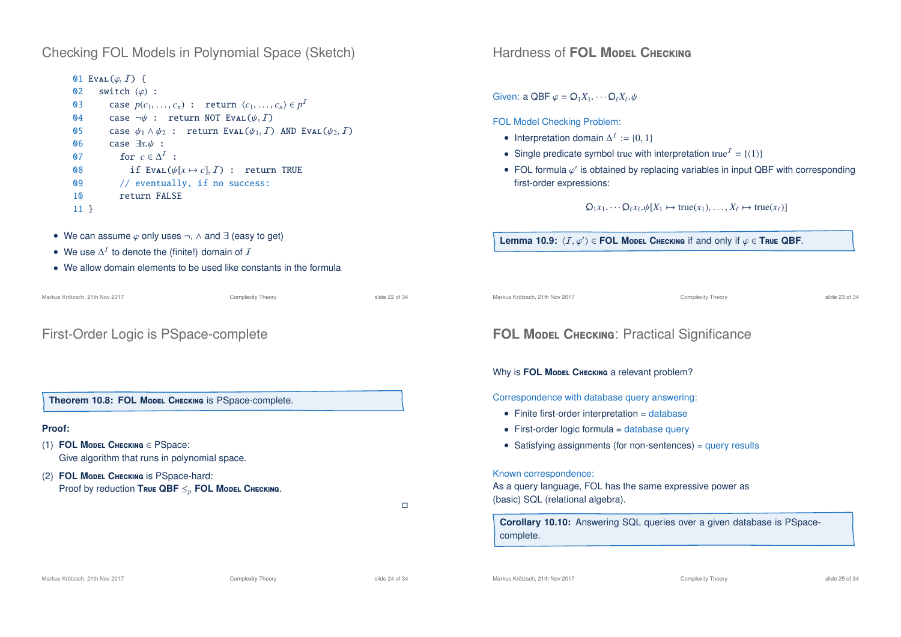# Checking FOL Models in Polynomial Space (Sketch)

```
01 Eval(φ, I) {
02   switch (φ) :
03     case p(c_1, ..., c_n) :  return ⟨c_1, ..., c_n⟩ ∈ p^I
04     case ¬ψ :  return NOT Eval(ψ, I)
05     case ψ_1 ∧ ψ_2 :  return Eval(ψ_1, I) AND Eval(ψ_2, I)
06     case ∃x.ψ :
07       for c ∈ Δ^I :
08         if Eval(ψ[x ↦ c], I) :  return TRUE
09       // eventually, if no success:
10       return FALSE
11 }
```

- We can assume $\varphi$ only uses $\neg$, $\wedge$ and $\exists$ (easy to get)
- We use $\Delta^{\mathcal{I}}$ to denote the (finite!) domain of $\mathcal{I}$
- We allow domain elements to be used like constants in the formula

# Hardness of **FOL Model Checking**

Given: a QBF $\varphi = \mathsf{Q}_1 X_1 . \cdots \mathsf{Q}_\ell X_\ell . \psi$

FOL Model Checking Problem:

- Interpretation domain $\Delta^{\mathcal{I}} := \{0, 1\}$
- Single predicate symbol true with interpretation $\mathrm{true}^{\mathcal{I}} = \{\langle 1 \rangle\}$
- FOL formula $\varphi'$ is obtained by replacing variables in input QBF with corresponding first-order expressions:

$$\mathsf{Q}_1 x_1 . \cdots \mathsf{Q}_\ell x_\ell . \psi[X_1 \mapsto \mathrm{true}(x_1), \ldots, X_\ell \mapsto \mathrm{true}(x_\ell)]$$

**Lemma 10.9:** $\langle \mathcal{I}, \varphi' \rangle \in$ **FOL Model Checking** if and only if $\varphi \in$ **True QBF**.

# First-Order Logic is PSpace-complete

**Theorem 10.8: FOL Model Checking** is PSpace-complete.

**Proof:**

(1) **FOL Model Checking** $\in$ PSpace:
Give algorithm that runs in polynomial space.

(2) **FOL Model Checking** is PSpace-hard:
Proof by reduction **True QBF** $\leq_p$ **FOL Model Checking**.

□

# **FOL Model Checking**: Practical Significance

Why is **FOL Model Checking** a relevant problem?

Correspondence with database query answering:

- Finite first-order interpretation = database
- First-order logic formula = database query
- Satisfying assignments (for non-sentences) = query results

Known correspondence:
As a query language, FOL has the same expressive power as (basic) SQL (relational algebra).

**Corollary 10.10:** Answering SQL queries over a given database is PSpace-complete.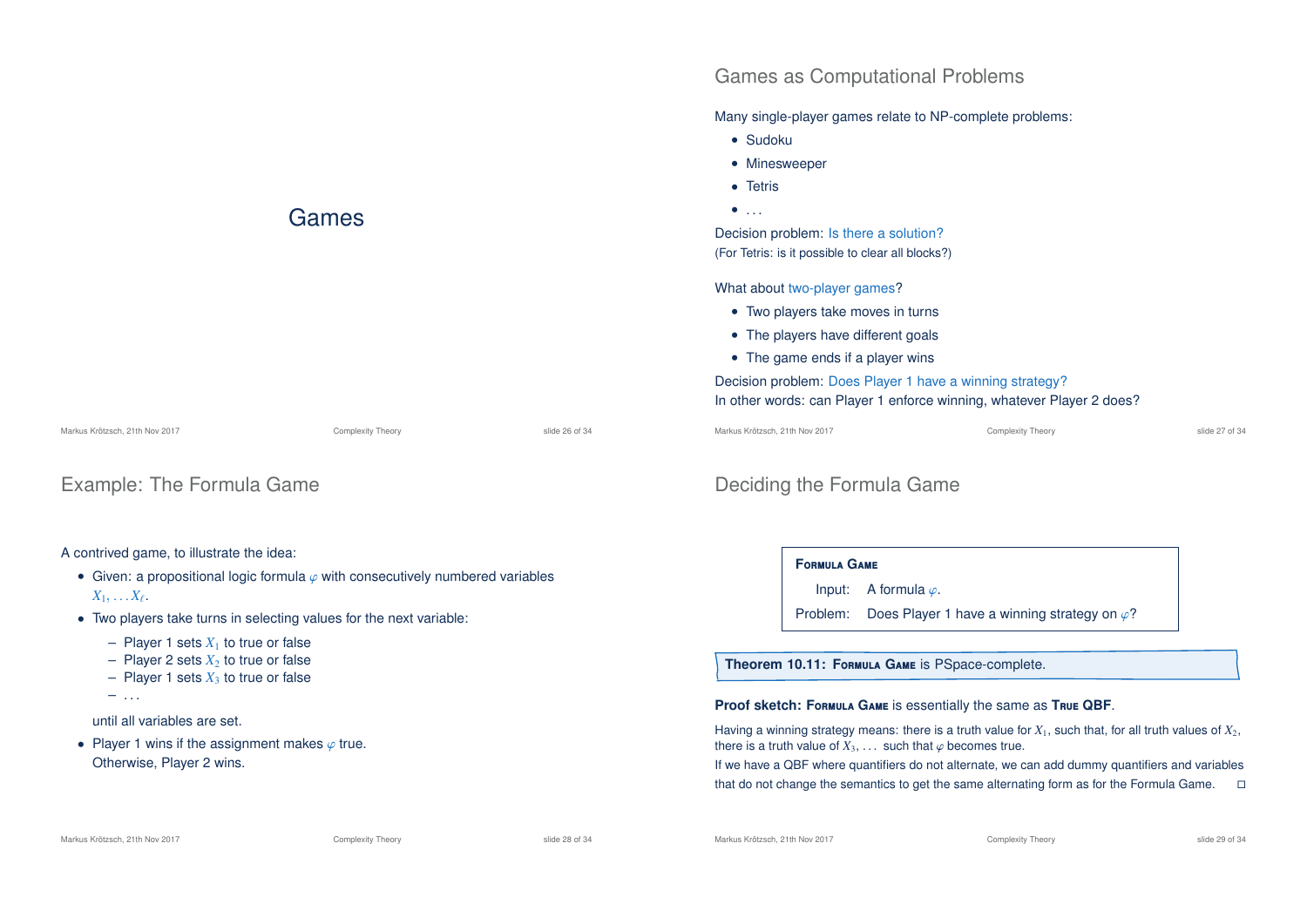# Games

## Games as Computational Problems

Many single-player games relate to NP-complete problems:

- Sudoku
- Minesweeper
- Tetris
- ...

Decision problem: Is there a solution?
(For Tetris: is it possible to clear all blocks?)

What about two-player games?

- Two players take moves in turns
- The players have different goals
- The game ends if a player wins

Decision problem: Does Player 1 have a winning strategy?
In other words: can Player 1 enforce winning, whatever Player 2 does?

## Example: The Formula Game

A contrived game, to illustrate the idea:

- Given: a propositional logic formula $\varphi$ with consecutively numbered variables $X_1, \ldots X_\ell$.
- Two players take turns in selecting values for the next variable:
  - Player 1 sets $X_1$ to true or false
  - Player 2 sets $X_2$ to true or false
  - Player 1 sets $X_3$ to true or false
  - ...

  until all variables are set.
- Player 1 wins if the assignment makes $\varphi$ true.
  Otherwise, Player 2 wins.

## Deciding the Formula Game

**FORMULA GAME**

Input: A formula $\varphi$.

Problem: Does Player 1 have a winning strategy on $\varphi$?

**Theorem 10.11: FORMULA GAME** is PSpace-complete.

**Proof sketch: FORMULA GAME** is essentially the same as **TRUE QBF**.

Having a winning strategy means: there is a truth value for $X_1$, such that, for all truth values of $X_2$, there is a truth value of $X_3$, ... such that $\varphi$ becomes true.

If we have a QBF where quantifiers do not alternate, we can add dummy quantifiers and variables that do not change the semantics to get the same alternating form as for the Formula Game. □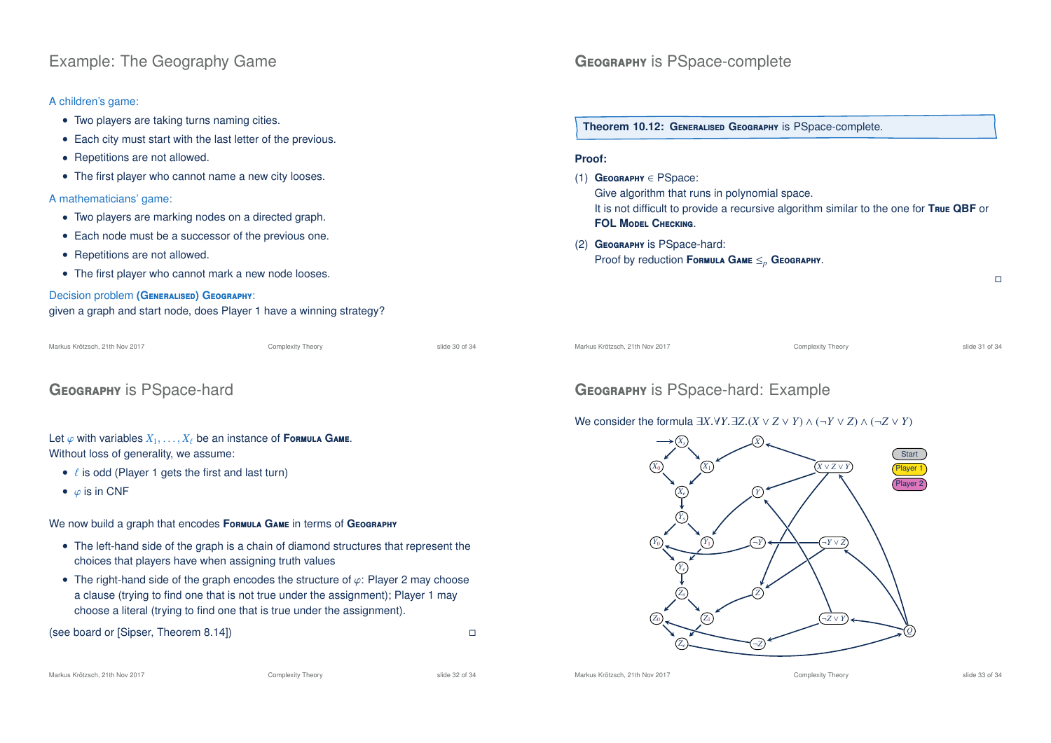## Example: The Geography Game

A children's game:

- Two players are taking turns naming cities.
- Each city must start with the last letter of the previous.
- Repetitions are not allowed.
- The first player who cannot name a new city looses.

A mathematicians' game:

- Two players are marking nodes on a directed graph.
- Each node must be a successor of the previous one.
- Repetitions are not allowed.
- The first player who cannot mark a new node looses.

Decision problem **(Generalised) Geography**:
given a graph and start node, does Player 1 have a winning strategy?

## Geography is PSpace-complete

**Theorem 10.12: Generalised Geography is PSpace-complete.**

**Proof:**

(1) **Geography** $\in$ PSpace:
Give algorithm that runs in polynomial space.
It is not difficult to provide a recursive algorithm similar to the one for **True QBF** or **FOL Model Checking**.

(2) **Geography** is PSpace-hard:
Proof by reduction **Formula Game** $\leq_p$ **Geography**.

□

## Geography is PSpace-hard

Let $\varphi$ with variables $X_1, \ldots, X_\ell$ be an instance of **Formula Game**.
Without loss of generality, we assume:

- $\ell$ is odd (Player 1 gets the first and last turn)
- $\varphi$ is in CNF

We now build a graph that encodes **Formula Game** in terms of **Geography**

- The left-hand side of the graph is a chain of diamond structures that represent the choices that players have when assigning truth values
- The right-hand side of the graph encodes the structure of $\varphi$: Player 2 may choose a clause (trying to find one that is not true under the assignment); Player 1 may choose a literal (trying to find one that is true under the assignment).

(see board or [Sipser, Theorem 8.14])

□

## Geography is PSpace-hard: Example

We consider the formula $\exists X.\forall Y.\exists Z.(X \vee Z \vee Y) \wedge (\neg Y \vee Z) \wedge (\neg Z \vee Y)$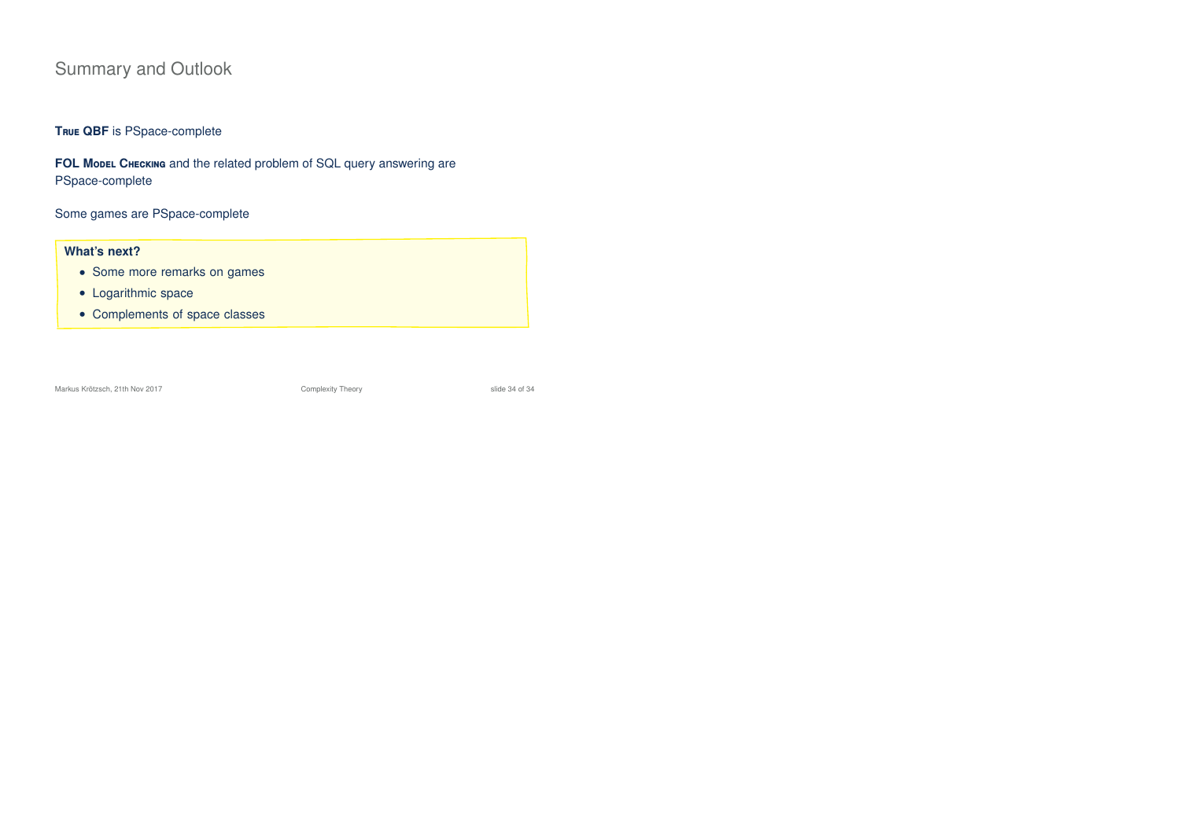# Summary and Outlook

**True QBF** is PSpace-complete

**FOL Model Checking** and the related problem of SQL query answering are PSpace-complete

Some games are PSpace-complete

**What's next?**

- Some more remarks on games
- Logarithmic space
- Complements of space classes